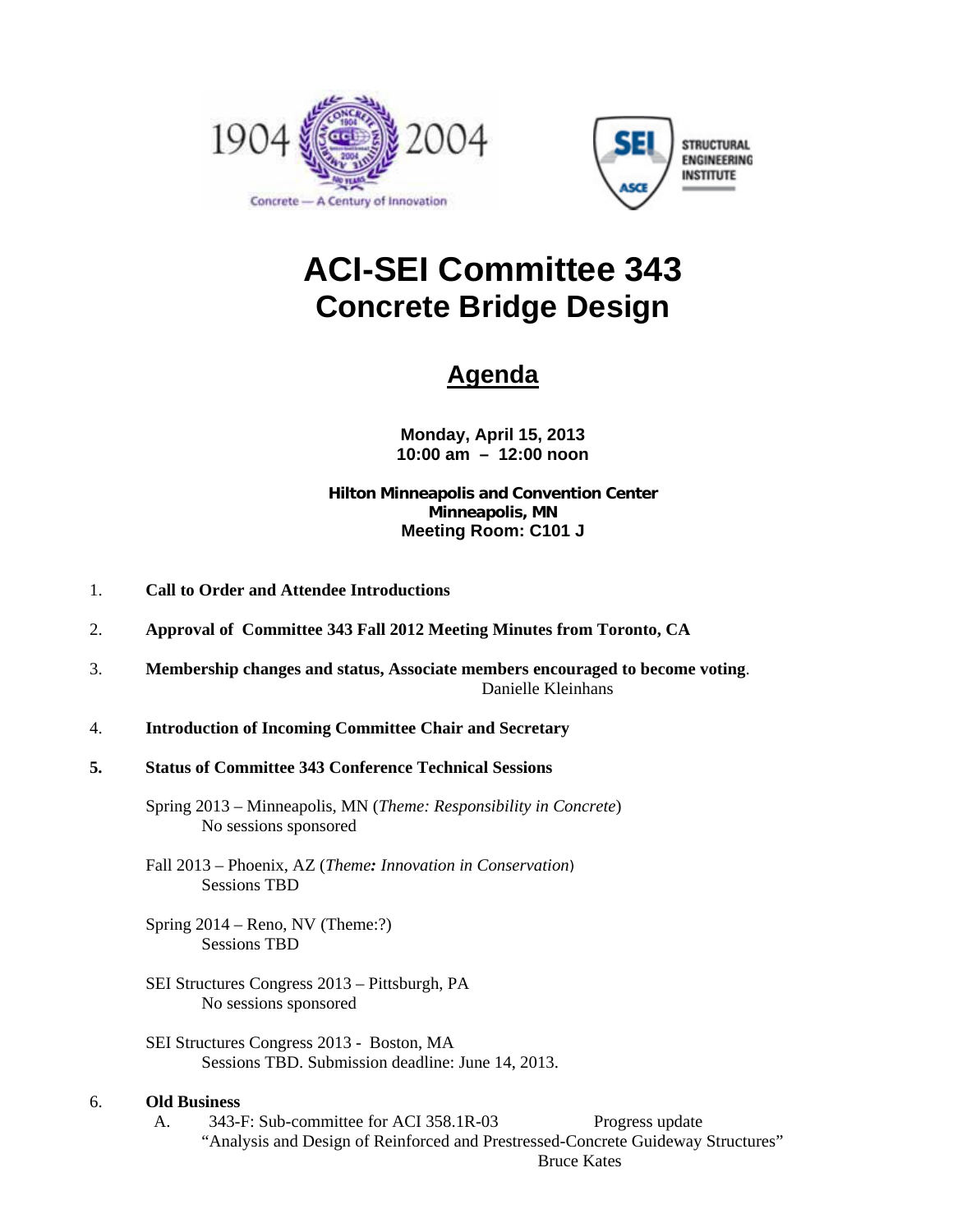# ACI-SEI Committee 343
## Concrete Bridge Design

## Agenda

**Monday, April 15, 2013**
**10:00 am – 12:00 noon**

**Hilton Minneapolis and Convention Center**
**Minneapolis, MN**
**Meeting Room: C101 J**

1. **Call to Order and Attendee Introductions**

2. **Approval of Committee 343 Fall 2012 Meeting Minutes from Toronto, CA**

3. **Membership changes and status, Associate members encouraged to become voting**.
   Danielle Kleinhans

4. **Introduction of Incoming Committee Chair and Secretary**

5. **Status of Committee 343 Conference Technical Sessions**

   Spring 2013 – Minneapolis, MN (*Theme: Responsibility in Concrete*)
   No sessions sponsored

   Fall 2013 – Phoenix, AZ (*Theme: Innovation in Conservation*)
   Sessions TBD

   Spring 2014 – Reno, NV (Theme:?)
   Sessions TBD

   SEI Structures Congress 2013 – Pittsburgh, PA
   No sessions sponsored

   SEI Structures Congress 2013 - Boston, MA
   Sessions TBD. Submission deadline: June 14, 2013.

6. **Old Business**

   A. 343-F: Sub-committee for ACI 358.1R-03 — Progress update
   "Analysis and Design of Reinforced and Prestressed-Concrete Guideway Structures"
   Bruce Kates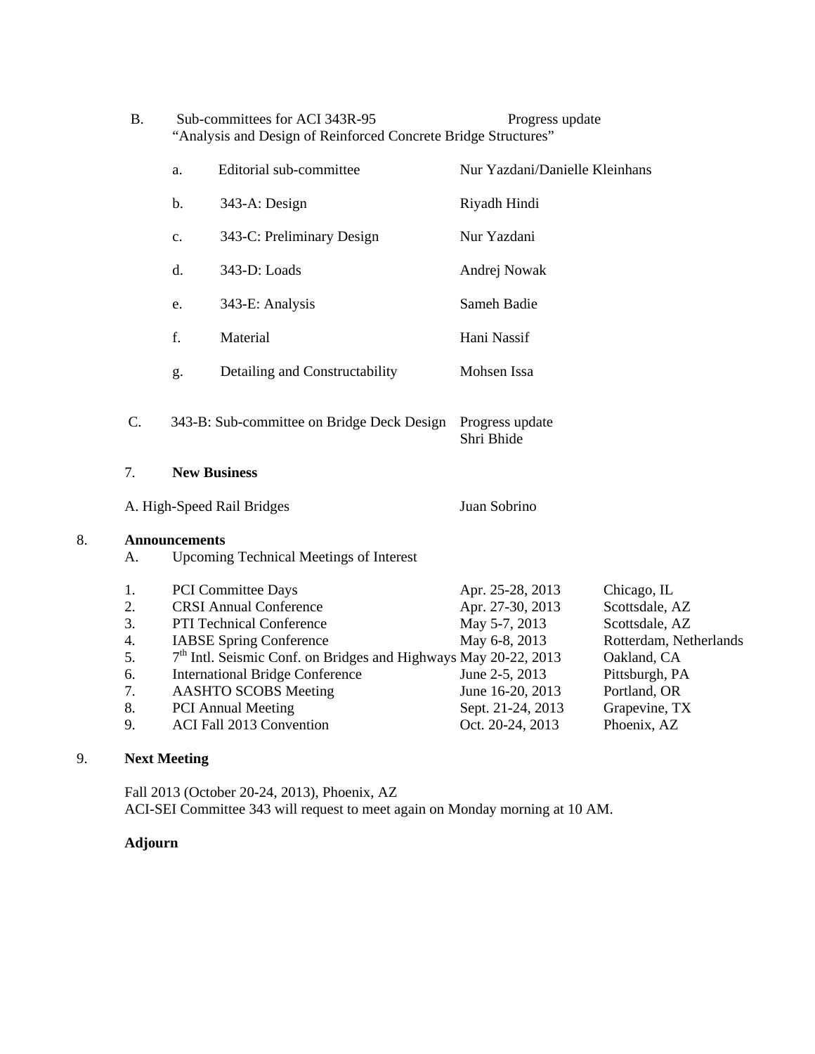B. Sub-committees for ACI 343R-95 — Progress update
"Analysis and Design of Reinforced Concrete Bridge Structures"

| | | |
|---|---|---|
| a. | Editorial sub-committee | Nur Yazdani/Danielle Kleinhans |
| b. | 343-A: Design | Riyadh Hindi |
| c. | 343-C: Preliminary Design | Nur Yazdani |
| d. | 343-D: Loads | Andrej Nowak |
| e. | 343-E: Analysis | Sameh Badie |
| f. | Material | Hani Nassif |
| g. | Detailing and Constructability | Mohsen Issa |

C. 343-B: Sub-committee on Bridge Deck Design — Progress update
Shri Bhide

7. **New Business**

A. High-Speed Rail Bridges — Juan Sobrino

8. **Announcements**

A. Upcoming Technical Meetings of Interest

| | | | |
|---|---|---|---|
| 1. | PCI Committee Days | Apr. 25-28, 2013 | Chicago, IL |
| 2. | CRSI Annual Conference | Apr. 27-30, 2013 | Scottsdale, AZ |
| 3. | PTI Technical Conference | May 5-7, 2013 | Scottsdale, AZ |
| 4. | IABSE Spring Conference | May 6-8, 2013 | Rotterdam, Netherlands |
| 5. | 7th Intl. Seismic Conf. on Bridges and Highways | May 20-22, 2013 | Oakland, CA |
| 6. | International Bridge Conference | June 2-5, 2013 | Pittsburgh, PA |
| 7. | AASHTO SCOBS Meeting | June 16-20, 2013 | Portland, OR |
| 8. | PCI Annual Meeting | Sept. 21-24, 2013 | Grapevine, TX |
| 9. | ACI Fall 2013 Convention | Oct. 20-24, 2013 | Phoenix, AZ |

9. **Next Meeting**

Fall 2013 (October 20-24, 2013), Phoenix, AZ
ACI-SEI Committee 343 will request to meet again on Monday morning at 10 AM.

**Adjourn**